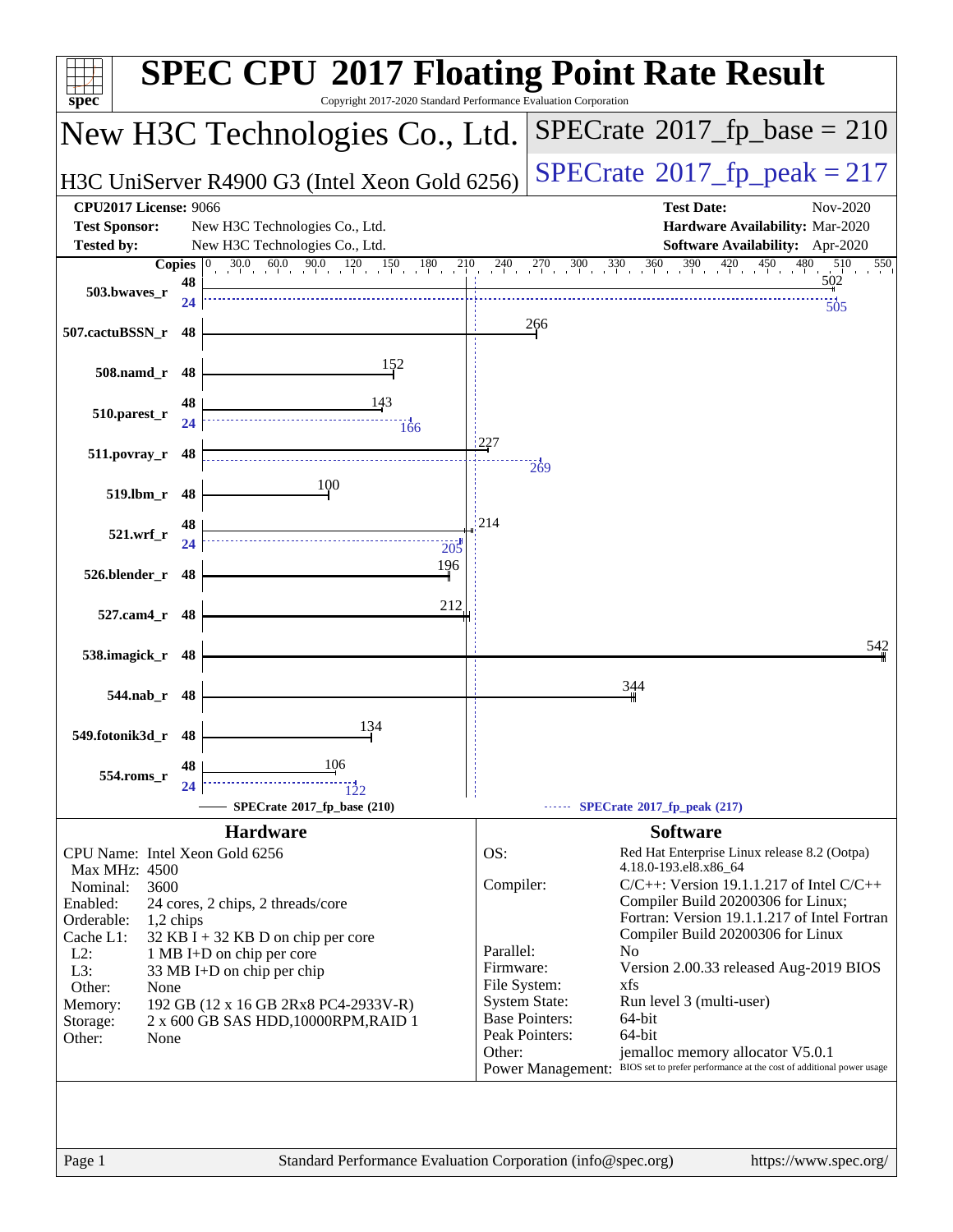# SPEC CPU 2017 Floating Point Rate Result

Copyright 2017-2020 Standard Performance Evaluation Corporation

## New H3C Technologies Co., Ltd.

H3C UniServer R4900 G3 (Intel Xeon Gold 6256)

SPECrate 2017_fp_base = 210

SPECrate 2017_fp_peak = 217

**CPU2017 License:** 9066
**Test Sponsor:** New H3C Technologies Co., Ltd.
**Tested by:** New H3C Technologies Co., Ltd.

**Test Date:** Nov-2020
**Hardware Availability:** Mar-2020
**Software Availability:** Apr-2020

| Benchmark | Copies | Base | Peak Copies | Peak |
|---|---|---|---|---|
| 503.bwaves_r | 48 | 502 | 24 | 505 |
| 507.cactuBSSN_r | 48 | 266 | | |
| 508.namd_r | 48 | 152 | | |
| 510.parest_r | 48 | 143 | 24 | 166 |
| 511.povray_r | 48 | 227 | | 269 |
| 519.lbm_r | 48 | 100 | | |
| 521.wrf_r | 48 | 214 | 24 | 205 |
| 526.blender_r | 48 | 196 | | |
| 527.cam4_r | 48 | 212 | | |
| 538.imagick_r | 48 | 542 | | |
| 544.nab_r | 48 | 344 | | |
| 549.fotonik3d_r | 48 | 134 | | |
| 554.roms_r | 48 | 106 | 24 | 122 |

SPECrate 2017_fp_base (210) — SPECrate 2017_fp_peak (217)

## Hardware

- **CPU Name:** Intel Xeon Gold 6256
- **Max MHz:** 4500
- **Nominal:** 3600
- **Enabled:** 24 cores, 2 chips, 2 threads/core
- **Orderable:** 1,2 chips
- **Cache L1:** 32 KB I + 32 KB D on chip per core
- **L2:** 1 MB I+D on chip per core
- **L3:** 33 MB I+D on chip per chip
- **Other:** None
- **Memory:** 192 GB (12 x 16 GB 2Rx8 PC4-2933V-R)
- **Storage:** 2 x 600 GB SAS HDD,10000RPM,RAID 1
- **Other:** None

## Software

- **OS:** Red Hat Enterprise Linux release 8.2 (Ootpa) 4.18.0-193.el8.x86_64
- **Compiler:** C/C++: Version 19.1.1.217 of Intel C/C++ Compiler Build 20200306 for Linux; Fortran: Version 19.1.1.217 of Intel Fortran Compiler Build 20200306 for Linux
- **Parallel:** No
- **Firmware:** Version 2.00.33 released Aug-2019 BIOS
- **File System:** xfs
- **System State:** Run level 3 (multi-user)
- **Base Pointers:** 64-bit
- **Peak Pointers:** 64-bit
- **Other:** jemalloc memory allocator V5.0.1
- **Power Management:** BIOS set to prefer performance at the cost of additional power usage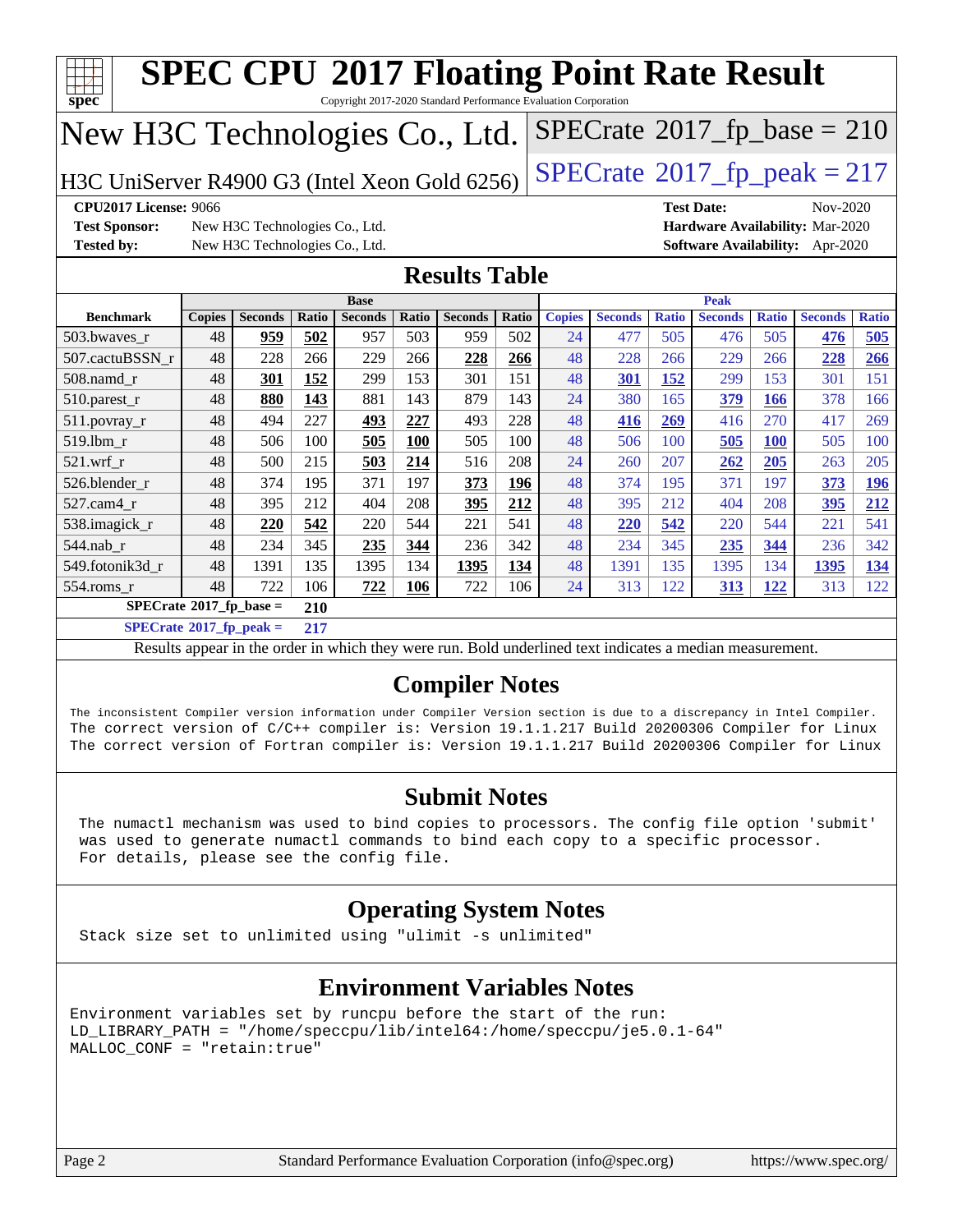# SPEC CPU 2017 Floating Point Rate Result

Copyright 2017-2020 Standard Performance Evaluation Corporation

## New H3C Technologies Co., Ltd.

H3C UniServer R4900 G3 (Intel Xeon Gold 6256)

SPECrate 2017_fp_base = 210

SPECrate 2017_fp_peak = 217

**CPU2017 License:** 9066
**Test Sponsor:** New H3C Technologies Co., Ltd.
**Tested by:** New H3C Technologies Co., Ltd.

**Test Date:** Nov-2020
**Hardware Availability:** Mar-2020
**Software Availability:** Apr-2020

## Results Table

| | Base | | | | | | | Peak | | | | | | |
|---|---|---|---|---|---|---|---|---|---|---|---|---|---|---|
| **Benchmark** | **Copies** | **Seconds** | **Ratio** | **Seconds** | **Ratio** | **Seconds** | **Ratio** | **Copies** | **Seconds** | **Ratio** | **Seconds** | **Ratio** | **Seconds** | **Ratio** |
| 503.bwaves_r | 48 | **959** | **502** | 957 | 503 | 959 | 502 | 24 | 477 | 505 | 476 | 505 | **476** | **505** |
| 507.cactuBSSN_r | 48 | 228 | 266 | 229 | 266 | **228** | **266** | 48 | 228 | 266 | 229 | 266 | **228** | **266** |
| 508.namd_r | 48 | **301** | **152** | 299 | 153 | 301 | 151 | 48 | **301** | **152** | 299 | 153 | 301 | 151 |
| 510.parest_r | 48 | **880** | **143** | 881 | 143 | 879 | 143 | 24 | 380 | 165 | **379** | **166** | 378 | 166 |
| 511.povray_r | 48 | 494 | 227 | **493** | **227** | 493 | 228 | 48 | **416** | **269** | 416 | 270 | 417 | 269 |
| 519.lbm_r | 48 | 506 | 100 | **505** | **100** | 505 | 100 | 48 | 506 | 100 | **505** | **100** | 505 | 100 |
| 521.wrf_r | 48 | 500 | 215 | **503** | **214** | 516 | 208 | 24 | 260 | 207 | **262** | **205** | 263 | 205 |
| 526.blender_r | 48 | 374 | 195 | 371 | 197 | **373** | **196** | 48 | 374 | 195 | 371 | 197 | **373** | **196** |
| 527.cam4_r | 48 | 395 | 212 | 404 | 208 | **395** | **212** | 48 | 395 | 212 | 404 | 208 | **395** | **212** |
| 538.imagick_r | 48 | **220** | **542** | 220 | 544 | 221 | 541 | 48 | **220** | **542** | 220 | 544 | 221 | 541 |
| 544.nab_r | 48 | 234 | 345 | **235** | **344** | 236 | 342 | 48 | 234 | 345 | **235** | **344** | 236 | 342 |
| 549.fotonik3d_r | 48 | 1391 | 135 | 1395 | 134 | **1395** | **134** | 48 | 1391 | 135 | 1395 | 134 | **1395** | **134** |
| 554.roms_r | 48 | 722 | 106 | **722** | **106** | 722 | 106 | 24 | 313 | 122 | **313** | **122** | 313 | 122 |

**SPECrate 2017_fp_base = 210**

**SPECrate 2017_fp_peak = 217**

Results appear in the order in which they were run. Bold underlined text indicates a median measurement.

## Compiler Notes

```
The inconsistent Compiler version information under Compiler Version section is due to a discrepancy in Intel Compiler.
The correct version of C/C++ compiler is: Version 19.1.1.217 Build 20200306 Compiler for Linux
The correct version of Fortran compiler is: Version 19.1.1.217 Build 20200306 Compiler for Linux
```

## Submit Notes

```
The numactl mechanism was used to bind copies to processors. The config file option 'submit'
was used to generate numactl commands to bind each copy to a specific processor.
For details, please see the config file.
```

## Operating System Notes

```
Stack size set to unlimited using "ulimit -s unlimited"
```

## Environment Variables Notes

```
Environment variables set by runcpu before the start of the run:
LD_LIBRARY_PATH = "/home/speccpu/lib/intel64:/home/speccpu/je5.0.1-64"
MALLOC_CONF = "retain:true"
```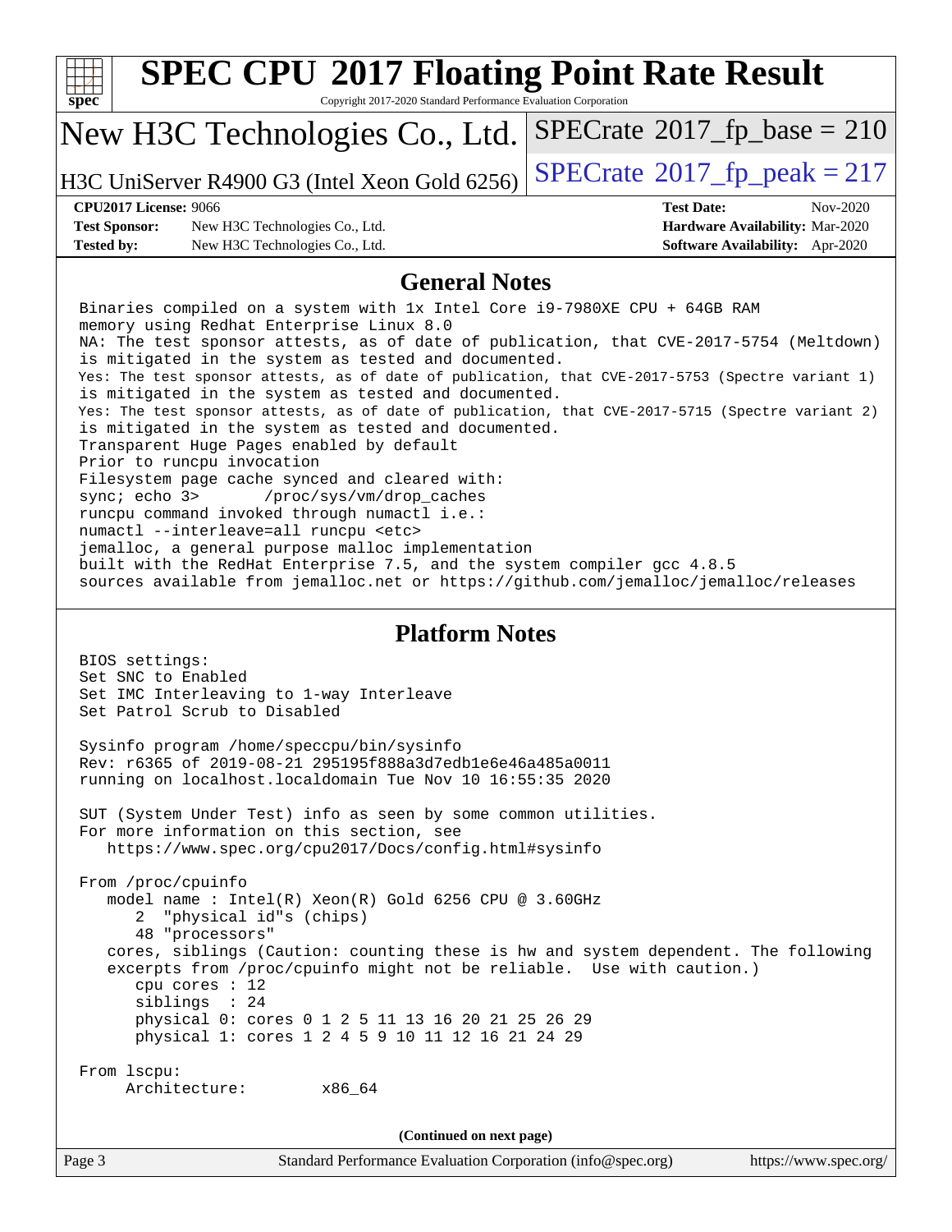# SPEC CPU 2017 Floating Point Rate Result

Copyright 2017-2020 Standard Performance Evaluation Corporation

## New H3C Technologies Co., Ltd.

H3C UniServer R4900 G3 (Intel Xeon Gold 6256)

SPECrate 2017_fp_base = 210

SPECrate 2017_fp_peak = 217

| | | | |
|---|---|---|---|
| **CPU2017 License:** | 9066 | **Test Date:** | Nov-2020 |
| **Test Sponsor:** | New H3C Technologies Co., Ltd. | **Hardware Availability:** | Mar-2020 |
| **Tested by:** | New H3C Technologies Co., Ltd. | **Software Availability:** | Apr-2020 |

## General Notes

```
Binaries compiled on a system with 1x Intel Core i9-7980XE CPU + 64GB RAM
memory using Redhat Enterprise Linux 8.0
NA: The test sponsor attests, as of date of publication, that CVE-2017-5754 (Meltdown)
is mitigated in the system as tested and documented.
Yes: The test sponsor attests, as of date of publication, that CVE-2017-5753 (Spectre variant 1)
is mitigated in the system as tested and documented.
Yes: The test sponsor attests, as of date of publication, that CVE-2017-5715 (Spectre variant 2)
is mitigated in the system as tested and documented.
Transparent Huge Pages enabled by default
Prior to runcpu invocation
Filesystem page cache synced and cleared with:
sync; echo 3>       /proc/sys/vm/drop_caches
runcpu command invoked through numactl i.e.:
numactl --interleave=all runcpu <etc>
jemalloc, a general purpose malloc implementation
built with the RedHat Enterprise 7.5, and the system compiler gcc 4.8.5
sources available from jemalloc.net or https://github.com/jemalloc/jemalloc/releases
```

## Platform Notes

```
BIOS settings:
Set SNC to Enabled
Set IMC Interleaving to 1-way Interleave
Set Patrol Scrub to Disabled

Sysinfo program /home/speccpu/bin/sysinfo
Rev: r6365 of 2019-08-21 295195f888a3d7edb1e6e46a485a0011
running on localhost.localdomain Tue Nov 10 16:55:35 2020

SUT (System Under Test) info as seen by some common utilities.
For more information on this section, see
   https://www.spec.org/cpu2017/Docs/config.html#sysinfo

From /proc/cpuinfo
   model name : Intel(R) Xeon(R) Gold 6256 CPU @ 3.60GHz
      2  "physical id"s (chips)
      48 "processors"
   cores, siblings (Caution: counting these is hw and system dependent. The following
   excerpts from /proc/cpuinfo might not be reliable.  Use with caution.)
      cpu cores : 12
      siblings  : 24
      physical 0: cores 0 1 2 5 11 13 16 20 21 25 26 29
      physical 1: cores 1 2 4 5 9 10 11 12 16 21 24 29

From lscpu:
     Architecture:        x86_64
```

**(Continued on next page)**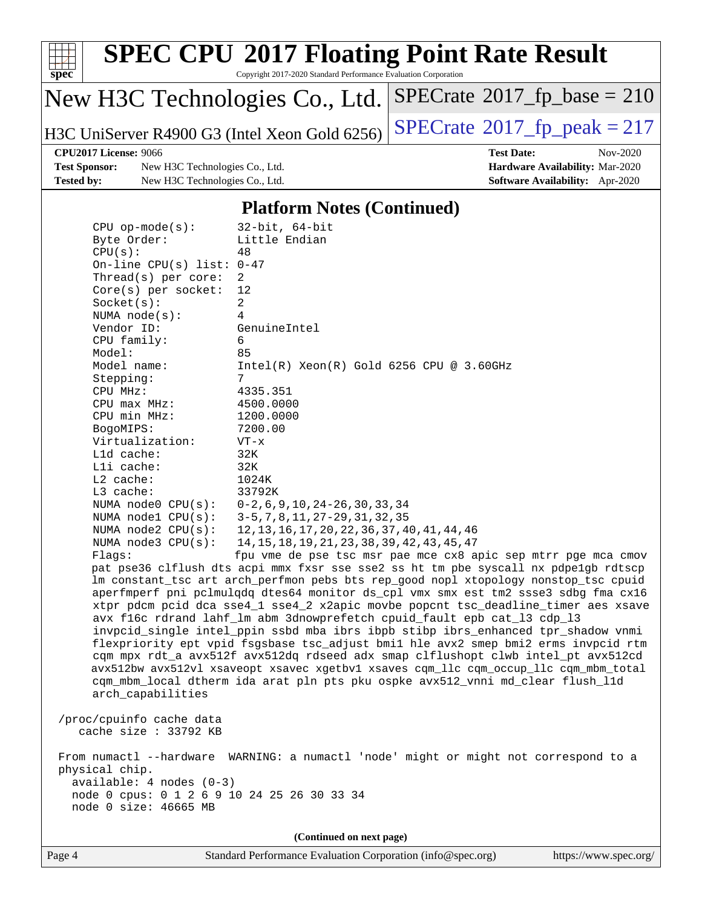## Platform Notes (Continued)

```
CPU op-mode(s):      32-bit, 64-bit
Byte Order:          Little Endian
CPU(s):              48
On-line CPU(s) list: 0-47
Thread(s) per core:  2
Core(s) per socket:  12
Socket(s):           2
NUMA node(s):        4
Vendor ID:           GenuineIntel
CPU family:          6
Model:               85
Model name:          Intel(R) Xeon(R) Gold 6256 CPU @ 3.60GHz
Stepping:            7
CPU MHz:             4335.351
CPU max MHz:         4500.0000
CPU min MHz:         1200.0000
BogoMIPS:            7200.00
Virtualization:      VT-x
L1d cache:           32K
L1i cache:           32K
L2 cache:            1024K
L3 cache:            33792K
NUMA node0 CPU(s):   0-2,6,9,10,24-26,30,33,34
NUMA node1 CPU(s):   3-5,7,8,11,27-29,31,32,35
NUMA node2 CPU(s):   12,13,16,17,20,22,36,37,40,41,44,46
NUMA node3 CPU(s):   14,15,18,19,21,23,38,39,42,43,45,47
Flags:               fpu vme de pse tsc msr pae mce cx8 apic sep mtrr pge mca cmov
pat pse36 clflush dts acpi mmx fxsr sse sse2 ss ht tm pbe syscall nx pdpe1gb rdtscp
lm constant_tsc art arch_perfmon pebs bts rep_good nopl xtopology nonstop_tsc cpuid
aperfmperf pni pclmulqdq dtes64 monitor ds_cpl vmx smx est tm2 ssse3 sdbg fma cx16
xtpr pdcm pcid dca sse4_1 sse4_2 x2apic movbe popcnt tsc_deadline_timer aes xsave
avx f16c rdrand lahf_lm abm 3dnowprefetch cpuid_fault epb cat_l3 cdp_l3
invpcid_single intel_ppin ssbd mba ibrs ibpb stibp ibrs_enhanced tpr_shadow vnmi
flexpriority ept vpid fsgsbase tsc_adjust bmi1 hle avx2 smep bmi2 erms invpcid rtm
cqm mpx rdt_a avx512f avx512dq rdseed adx smap clflushopt clwb intel_pt avx512cd
avx512bw avx512vl xsaveopt xsavec xgetbv1 xsaves cqm_llc cqm_occup_llc cqm_mbm_total
cqm_mbm_local dtherm ida arat pln pts pku ospke avx512_vnni md_clear flush_l1d
arch_capabilities

/proc/cpuinfo cache data
   cache size : 33792 KB

From numactl --hardware  WARNING: a numactl 'node' might or might not correspond to a
physical chip.
  available: 4 nodes (0-3)
  node 0 cpus: 0 1 2 6 9 10 24 25 26 30 33 34
  node 0 size: 46665 MB
```

(Continued on next page)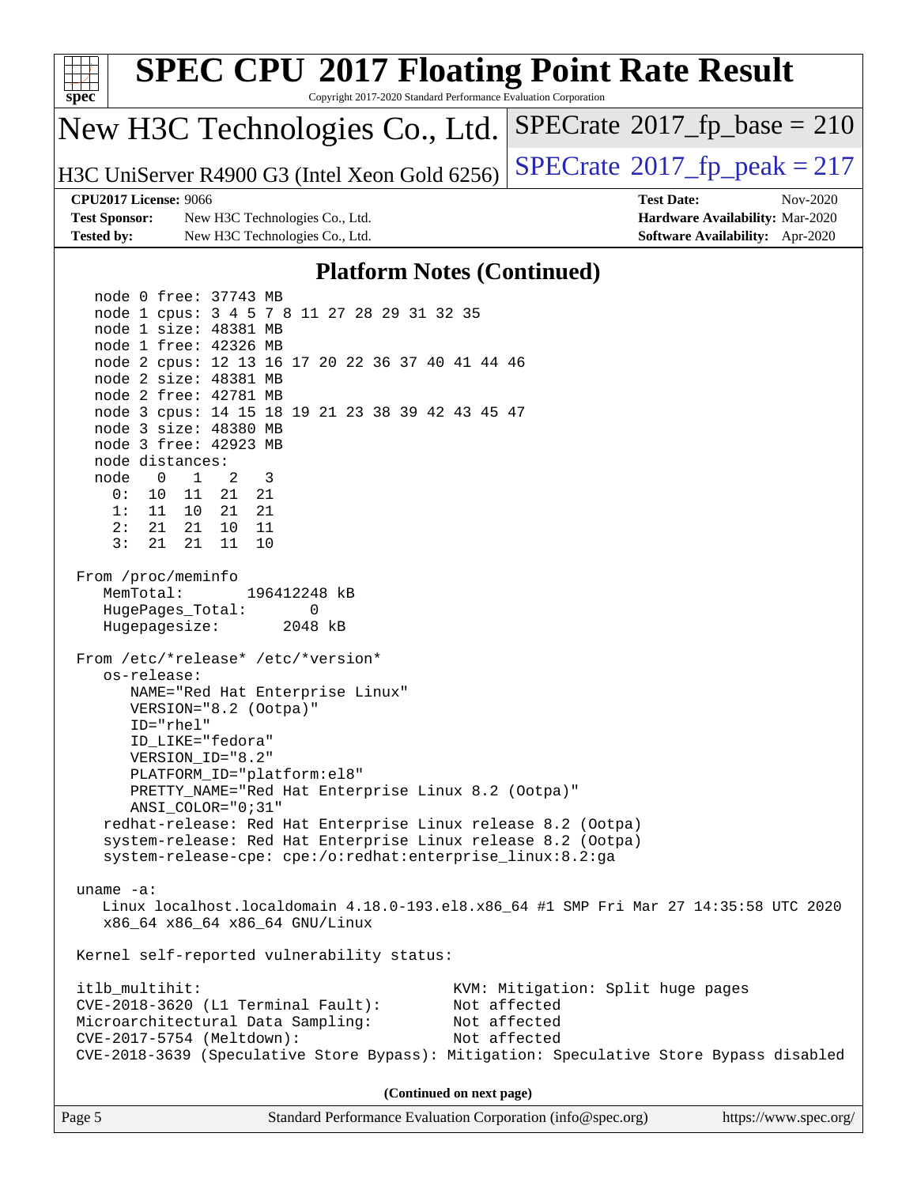# SPEC CPU 2017 Floating Point Rate Result

Copyright 2017-2020 Standard Performance Evaluation Corporation

**New H3C Technologies Co., Ltd.**

**H3C UniServer R4900 G3 (Intel Xeon Gold 6256)**

SPECrate 2017_fp_base = 210

SPECrate 2017_fp_peak = 217

**CPU2017 License:** 9066
**Test Sponsor:** New H3C Technologies Co., Ltd.
**Tested by:** New H3C Technologies Co., Ltd.

**Test Date:** Nov-2020
**Hardware Availability:** Mar-2020
**Software Availability:** Apr-2020

## Platform Notes (Continued)

```
    node 0 free: 37743 MB
    node 1 cpus: 3 4 5 7 8 11 27 28 29 31 32 35
    node 1 size: 48381 MB
    node 1 free: 42326 MB
    node 2 cpus: 12 13 16 17 20 22 36 37 40 41 44 46
    node 2 size: 48381 MB
    node 2 free: 42781 MB
    node 3 cpus: 14 15 18 19 21 23 38 39 42 43 45 47
    node 3 size: 48380 MB
    node 3 free: 42923 MB
    node distances:
    node   0   1   2   3
      0:  10  11  21  21
      1:  11  10  21  21
      2:  21  21  10  11
      3:  21  21  11  10

 From /proc/meminfo
    MemTotal:       196412248 kB
    HugePages_Total:       0
    Hugepagesize:       2048 kB

 From /etc/*release* /etc/*version*
    os-release:
       NAME="Red Hat Enterprise Linux"
       VERSION="8.2 (Ootpa)"
       ID="rhel"
       ID_LIKE="fedora"
       VERSION_ID="8.2"
       PLATFORM_ID="platform:el8"
       PRETTY_NAME="Red Hat Enterprise Linux 8.2 (Ootpa)"
       ANSI_COLOR="0;31"
    redhat-release: Red Hat Enterprise Linux release 8.2 (Ootpa)
    system-release: Red Hat Enterprise Linux release 8.2 (Ootpa)
    system-release-cpe: cpe:/o:redhat:enterprise_linux:8.2:ga

 uname -a:
    Linux localhost.localdomain 4.18.0-193.el8.x86_64 #1 SMP Fri Mar 27 14:35:58 UTC 2020
    x86_64 x86_64 x86_64 GNU/Linux

 Kernel self-reported vulnerability status:

 itlb_multihit:                                   KVM: Mitigation: Split huge pages
 CVE-2018-3620 (L1 Terminal Fault):               Not affected
 Microarchitectural Data Sampling:                Not affected
 CVE-2017-5754 (Meltdown):                        Not affected
 CVE-2018-3639 (Speculative Store Bypass): Mitigation: Speculative Store Bypass disabled
```

**(Continued on next page)**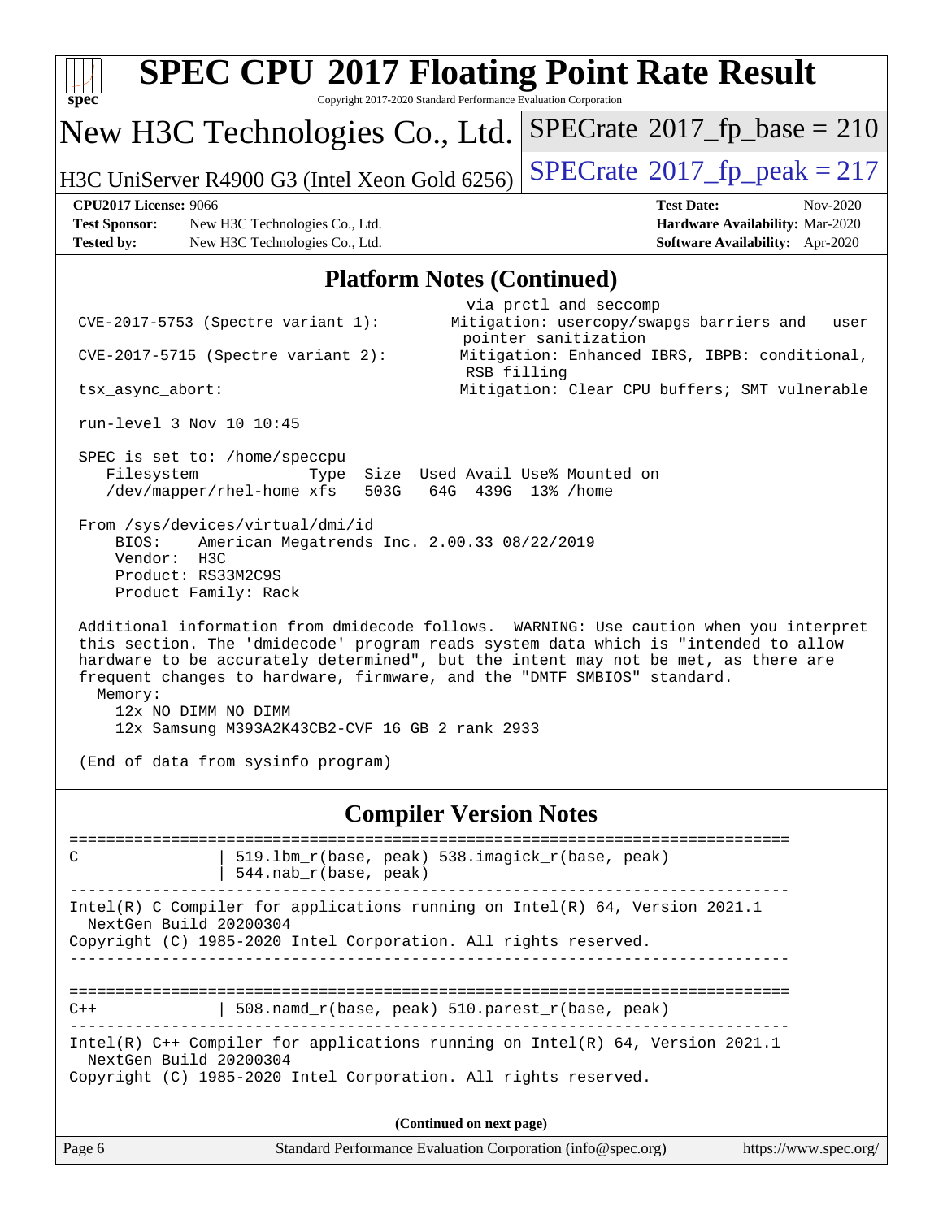# SPEC CPU 2017 Floating Point Rate Result

Copyright 2017-2020 Standard Performance Evaluation Corporation

**New H3C Technologies Co., Ltd.**

**H3C UniServer R4900 G3 (Intel Xeon Gold 6256)**

**SPECrate 2017_fp_base = 210**

**SPECrate 2017_fp_peak = 217**

| | | | |
|---|---|---|---|
| **CPU2017 License:** | 9066 | **Test Date:** | Nov-2020 |
| **Test Sponsor:** | New H3C Technologies Co., Ltd. | **Hardware Availability:** | Mar-2020 |
| **Tested by:** | New H3C Technologies Co., Ltd. | **Software Availability:** | Apr-2020 |

## Platform Notes (Continued)

```
                                               via prctl and seccomp
  CVE-2017-5753 (Spectre variant 1):          Mitigation: usercopy/swapgs barriers and __user
                                               pointer sanitization
  CVE-2017-5715 (Spectre variant 2):          Mitigation: Enhanced IBRS, IBPB: conditional,
                                               RSB filling
  tsx_async_abort:                            Mitigation: Clear CPU buffers; SMT vulnerable

 run-level 3 Nov 10 10:45

 SPEC is set to: /home/speccpu
    Filesystem            Type  Size  Used Avail Use% Mounted on
    /dev/mapper/rhel-home xfs   503G   64G  439G  13% /home

 From /sys/devices/virtual/dmi/id
     BIOS:    American Megatrends Inc. 2.00.33 08/22/2019
     Vendor:  H3C
     Product: RS33M2C9S
     Product Family: Rack

 Additional information from dmidecode follows.  WARNING: Use caution when you interpret
 this section. The 'dmidecode' program reads system data which is "intended to allow
 hardware to be accurately determined", but the intent may not be met, as there are
 frequent changes to hardware, firmware, and the "DMTF SMBIOS" standard.
   Memory:
     12x NO DIMM NO DIMM
     12x Samsung M393A2K43CB2-CVF 16 GB 2 rank 2933

 (End of data from sysinfo program)
```

## Compiler Version Notes

```
==============================================================================
C               | 519.lbm_r(base, peak) 538.imagick_r(base, peak)
                | 544.nab_r(base, peak)
------------------------------------------------------------------------------
Intel(R) C Compiler for applications running on Intel(R) 64, Version 2021.1
  NextGen Build 20200304
Copyright (C) 1985-2020 Intel Corporation. All rights reserved.
------------------------------------------------------------------------------

==============================================================================
C++             | 508.namd_r(base, peak) 510.parest_r(base, peak)
------------------------------------------------------------------------------
Intel(R) C++ Compiler for applications running on Intel(R) 64, Version 2021.1
  NextGen Build 20200304
Copyright (C) 1985-2020 Intel Corporation. All rights reserved.
```

**(Continued on next page)**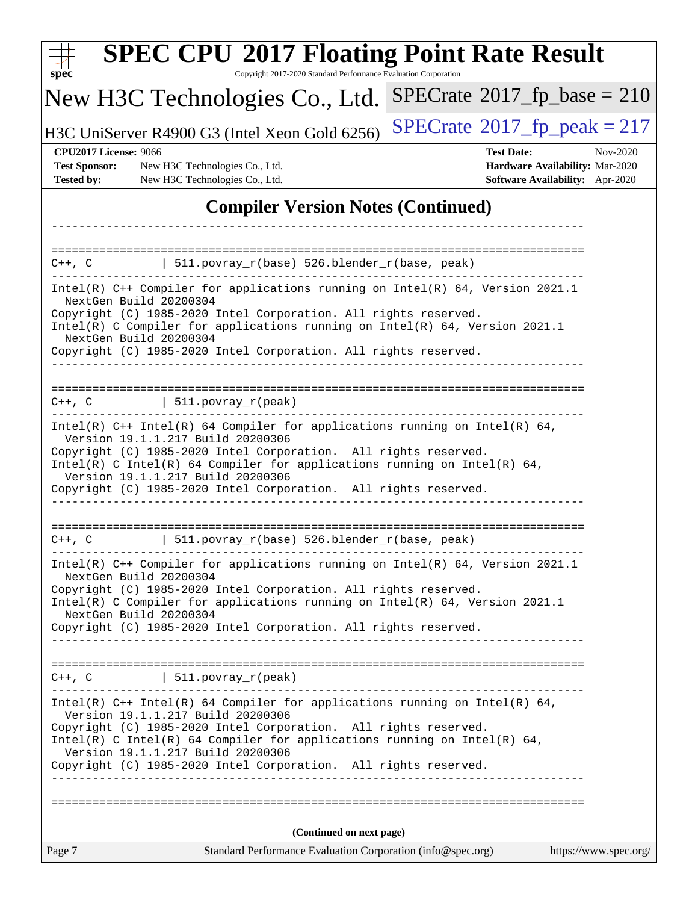## Compiler Version Notes (Continued)

```
------------------------------------------------------------------------------

==============================================================================
C++, C          | 511.povray_r(base) 526.blender_r(base, peak)
------------------------------------------------------------------------------
Intel(R) C++ Compiler for applications running on Intel(R) 64, Version 2021.1
  NextGen Build 20200304
Copyright (C) 1985-2020 Intel Corporation. All rights reserved.
Intel(R) C Compiler for applications running on Intel(R) 64, Version 2021.1
  NextGen Build 20200304
Copyright (C) 1985-2020 Intel Corporation. All rights reserved.
------------------------------------------------------------------------------

==============================================================================
C++, C          | 511.povray_r(peak)
------------------------------------------------------------------------------
Intel(R) C++ Intel(R) 64 Compiler for applications running on Intel(R) 64,
  Version 19.1.1.217 Build 20200306
Copyright (C) 1985-2020 Intel Corporation.  All rights reserved.
Intel(R) C Intel(R) 64 Compiler for applications running on Intel(R) 64,
  Version 19.1.1.217 Build 20200306
Copyright (C) 1985-2020 Intel Corporation.  All rights reserved.
------------------------------------------------------------------------------

==============================================================================
C++, C          | 511.povray_r(base) 526.blender_r(base, peak)
------------------------------------------------------------------------------
Intel(R) C++ Compiler for applications running on Intel(R) 64, Version 2021.1
  NextGen Build 20200304
Copyright (C) 1985-2020 Intel Corporation. All rights reserved.
Intel(R) C Compiler for applications running on Intel(R) 64, Version 2021.1
  NextGen Build 20200304
Copyright (C) 1985-2020 Intel Corporation. All rights reserved.
------------------------------------------------------------------------------

==============================================================================
C++, C          | 511.povray_r(peak)
------------------------------------------------------------------------------
Intel(R) C++ Intel(R) 64 Compiler for applications running on Intel(R) 64,
  Version 19.1.1.217 Build 20200306
Copyright (C) 1985-2020 Intel Corporation.  All rights reserved.
Intel(R) C Intel(R) 64 Compiler for applications running on Intel(R) 64,
  Version 19.1.1.217 Build 20200306
Copyright (C) 1985-2020 Intel Corporation.  All rights reserved.
------------------------------------------------------------------------------

==============================================================================
```

(Continued on next page)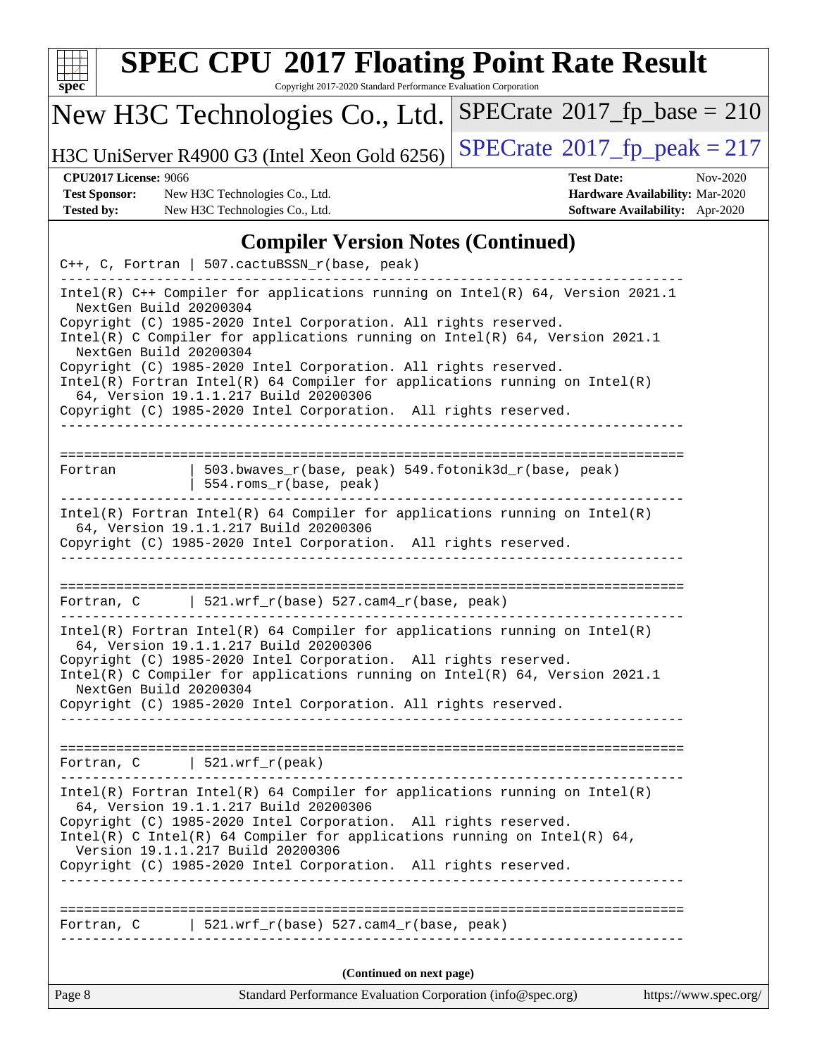# SPEC CPU 2017 Floating Point Rate Result

Copyright 2017-2020 Standard Performance Evaluation Corporation

**New H3C Technologies Co., Ltd.**

**H3C UniServer R4900 G3 (Intel Xeon Gold 6256)**

SPECrate 2017_fp_base = 210

SPECrate 2017_fp_peak = 217

**CPU2017 License:** 9066
**Test Sponsor:** New H3C Technologies Co., Ltd.
**Tested by:** New H3C Technologies Co., Ltd.

**Test Date:** Nov-2020
**Hardware Availability:** Mar-2020
**Software Availability:** Apr-2020

## Compiler Version Notes (Continued)

```
C++, C, Fortran | 507.cactuBSSN_r(base, peak)
------------------------------------------------------------------------------
Intel(R) C++ Compiler for applications running on Intel(R) 64, Version 2021.1
  NextGen Build 20200304
Copyright (C) 1985-2020 Intel Corporation. All rights reserved.
Intel(R) C Compiler for applications running on Intel(R) 64, Version 2021.1
  NextGen Build 20200304
Copyright (C) 1985-2020 Intel Corporation. All rights reserved.
Intel(R) Fortran Intel(R) 64 Compiler for applications running on Intel(R)
  64, Version 19.1.1.217 Build 20200306
Copyright (C) 1985-2020 Intel Corporation.  All rights reserved.
------------------------------------------------------------------------------

==============================================================================
Fortran         | 503.bwaves_r(base, peak) 549.fotonik3d_r(base, peak)
                | 554.roms_r(base, peak)
------------------------------------------------------------------------------
Intel(R) Fortran Intel(R) 64 Compiler for applications running on Intel(R)
  64, Version 19.1.1.217 Build 20200306
Copyright (C) 1985-2020 Intel Corporation.  All rights reserved.
------------------------------------------------------------------------------

==============================================================================
Fortran, C      | 521.wrf_r(base) 527.cam4_r(base, peak)
------------------------------------------------------------------------------
Intel(R) Fortran Intel(R) 64 Compiler for applications running on Intel(R)
  64, Version 19.1.1.217 Build 20200306
Copyright (C) 1985-2020 Intel Corporation.  All rights reserved.
Intel(R) C Compiler for applications running on Intel(R) 64, Version 2021.1
  NextGen Build 20200304
Copyright (C) 1985-2020 Intel Corporation. All rights reserved.
------------------------------------------------------------------------------

==============================================================================
Fortran, C      | 521.wrf_r(peak)
------------------------------------------------------------------------------
Intel(R) Fortran Intel(R) 64 Compiler for applications running on Intel(R)
  64, Version 19.1.1.217 Build 20200306
Copyright (C) 1985-2020 Intel Corporation.  All rights reserved.
Intel(R) C Intel(R) 64 Compiler for applications running on Intel(R) 64,
  Version 19.1.1.217 Build 20200306
Copyright (C) 1985-2020 Intel Corporation.  All rights reserved.
------------------------------------------------------------------------------

==============================================================================
Fortran, C      | 521.wrf_r(base) 527.cam4_r(base, peak)
------------------------------------------------------------------------------
```

(Continued on next page)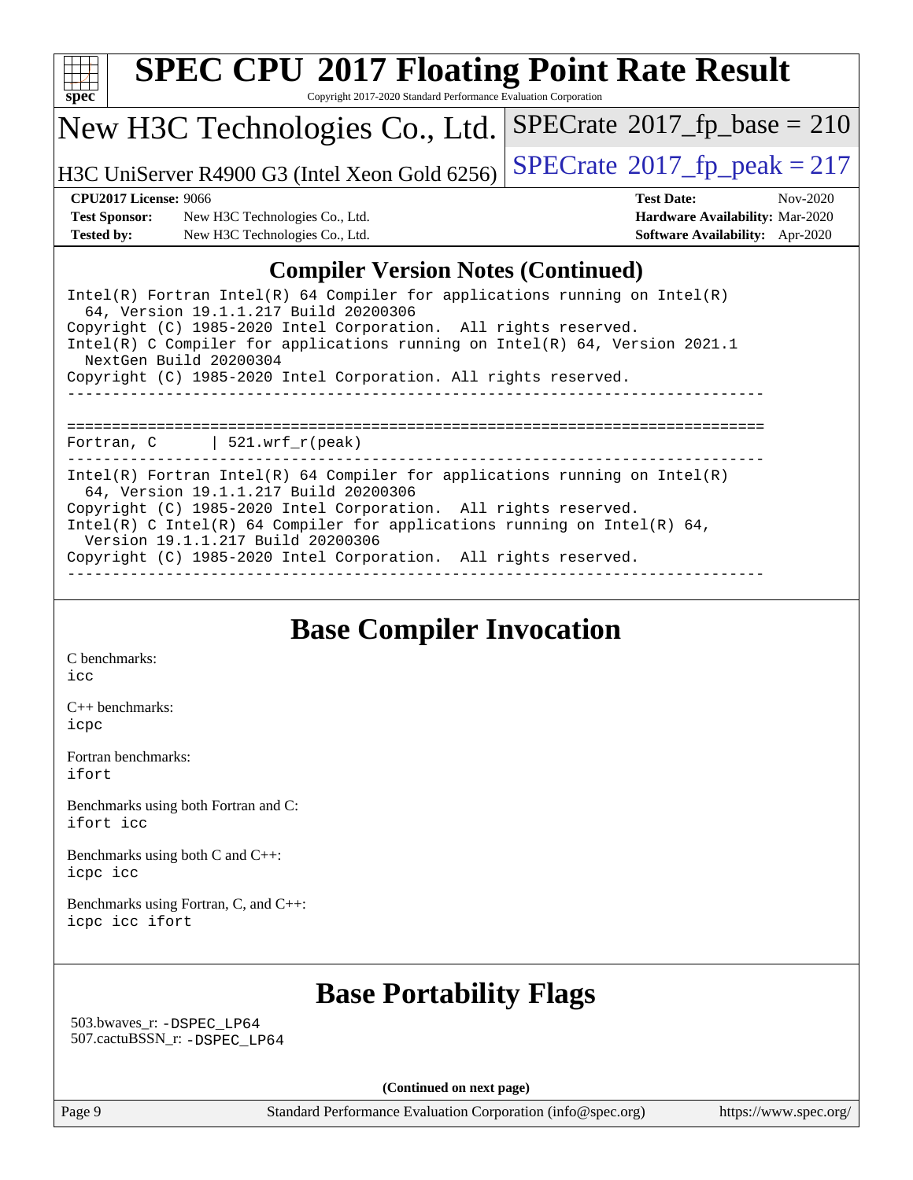## Compiler Version Notes (Continued)

```
Intel(R) Fortran Intel(R) 64 Compiler for applications running on Intel(R)
  64, Version 19.1.1.217 Build 20200306
Copyright (C) 1985-2020 Intel Corporation.  All rights reserved.
Intel(R) C Compiler for applications running on Intel(R) 64, Version 2021.1
  NextGen Build 20200304
Copyright (C) 1985-2020 Intel Corporation. All rights reserved.
------------------------------------------------------------------------------

==============================================================================
Fortran, C      | 521.wrf_r(peak)
------------------------------------------------------------------------------
Intel(R) Fortran Intel(R) 64 Compiler for applications running on Intel(R)
  64, Version 19.1.1.217 Build 20200306
Copyright (C) 1985-2020 Intel Corporation.  All rights reserved.
Intel(R) C Intel(R) 64 Compiler for applications running on Intel(R) 64,
  Version 19.1.1.217 Build 20200306
Copyright (C) 1985-2020 Intel Corporation.  All rights reserved.
------------------------------------------------------------------------------
```

## Base Compiler Invocation

C benchmarks:
icc

C++ benchmarks:
icpc

Fortran benchmarks:
ifort

Benchmarks using both Fortran and C:
ifort icc

Benchmarks using both C and C++:
icpc icc

Benchmarks using Fortran, C, and C++:
icpc icc ifort

## Base Portability Flags

503.bwaves_r: -DSPEC_LP64
507.cactuBSSN_r: -DSPEC_LP64

**(Continued on next page)**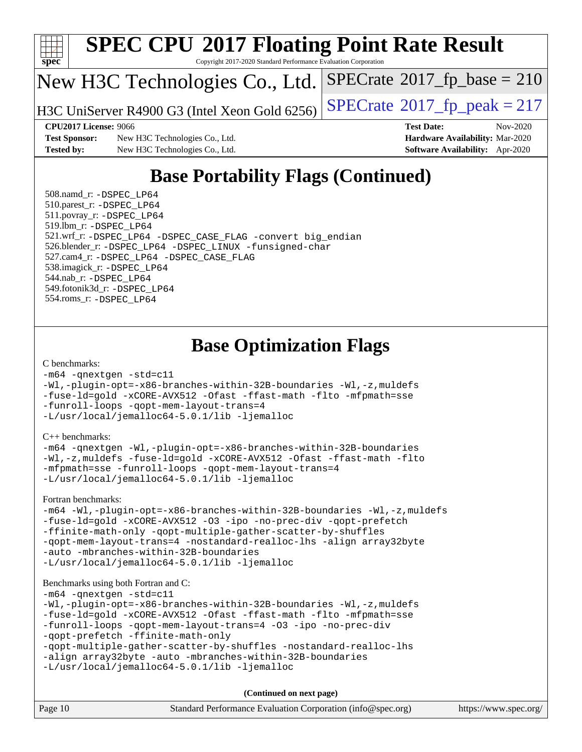# SPEC CPU 2017 Floating Point Rate Result

Copyright 2017-2020 Standard Performance Evaluation Corporation

New H3C Technologies Co., Ltd.

H3C UniServer R4900 G3 (Intel Xeon Gold 6256)

SPECrate 2017_fp_base = 210

SPECrate 2017_fp_peak = 217

**CPU2017 License:** 9066
**Test Sponsor:** New H3C Technologies Co., Ltd.
**Tested by:** New H3C Technologies Co., Ltd.

**Test Date:** Nov-2020
**Hardware Availability:** Mar-2020
**Software Availability:** Apr-2020

## Base Portability Flags (Continued)

508.namd_r: -DSPEC_LP64
510.parest_r: -DSPEC_LP64
511.povray_r: -DSPEC_LP64
519.lbm_r: -DSPEC_LP64
521.wrf_r: -DSPEC_LP64 -DSPEC_CASE_FLAG -convert big_endian
526.blender_r: -DSPEC_LP64 -DSPEC_LINUX -funsigned-char
527.cam4_r: -DSPEC_LP64 -DSPEC_CASE_FLAG
538.imagick_r: -DSPEC_LP64
544.nab_r: -DSPEC_LP64
549.fotonik3d_r: -DSPEC_LP64
554.roms_r: -DSPEC_LP64

## Base Optimization Flags

C benchmarks:

```
-m64 -qnextgen -std=c11
-Wl,-plugin-opt=-x86-branches-within-32B-boundaries -Wl,-z,muldefs
-fuse-ld=gold -xCORE-AVX512 -Ofast -ffast-math -flto -mfpmath=sse
-funroll-loops -qopt-mem-layout-trans=4
-L/usr/local/jemalloc64-5.0.1/lib -ljemalloc
```

C++ benchmarks:

```
-m64 -qnextgen -Wl,-plugin-opt=-x86-branches-within-32B-boundaries
-Wl,-z,muldefs -fuse-ld=gold -xCORE-AVX512 -Ofast -ffast-math -flto
-mfpmath=sse -funroll-loops -qopt-mem-layout-trans=4
-L/usr/local/jemalloc64-5.0.1/lib -ljemalloc
```

Fortran benchmarks:

```
-m64 -Wl,-plugin-opt=-x86-branches-within-32B-boundaries -Wl,-z,muldefs
-fuse-ld=gold -xCORE-AVX512 -O3 -ipo -no-prec-div -qopt-prefetch
-ffinite-math-only -qopt-multiple-gather-scatter-by-shuffles
-qopt-mem-layout-trans=4 -nostandard-realloc-lhs -align array32byte
-auto -mbranches-within-32B-boundaries
-L/usr/local/jemalloc64-5.0.1/lib -ljemalloc
```

Benchmarks using both Fortran and C:

```
-m64 -qnextgen -std=c11
-Wl,-plugin-opt=-x86-branches-within-32B-boundaries -Wl,-z,muldefs
-fuse-ld=gold -xCORE-AVX512 -Ofast -ffast-math -flto -mfpmath=sse
-funroll-loops -qopt-mem-layout-trans=4 -O3 -ipo -no-prec-div
-qopt-prefetch -ffinite-math-only
-qopt-multiple-gather-scatter-by-shuffles -nostandard-realloc-lhs
-align array32byte -auto -mbranches-within-32B-boundaries
-L/usr/local/jemalloc64-5.0.1/lib -ljemalloc
```

**(Continued on next page)**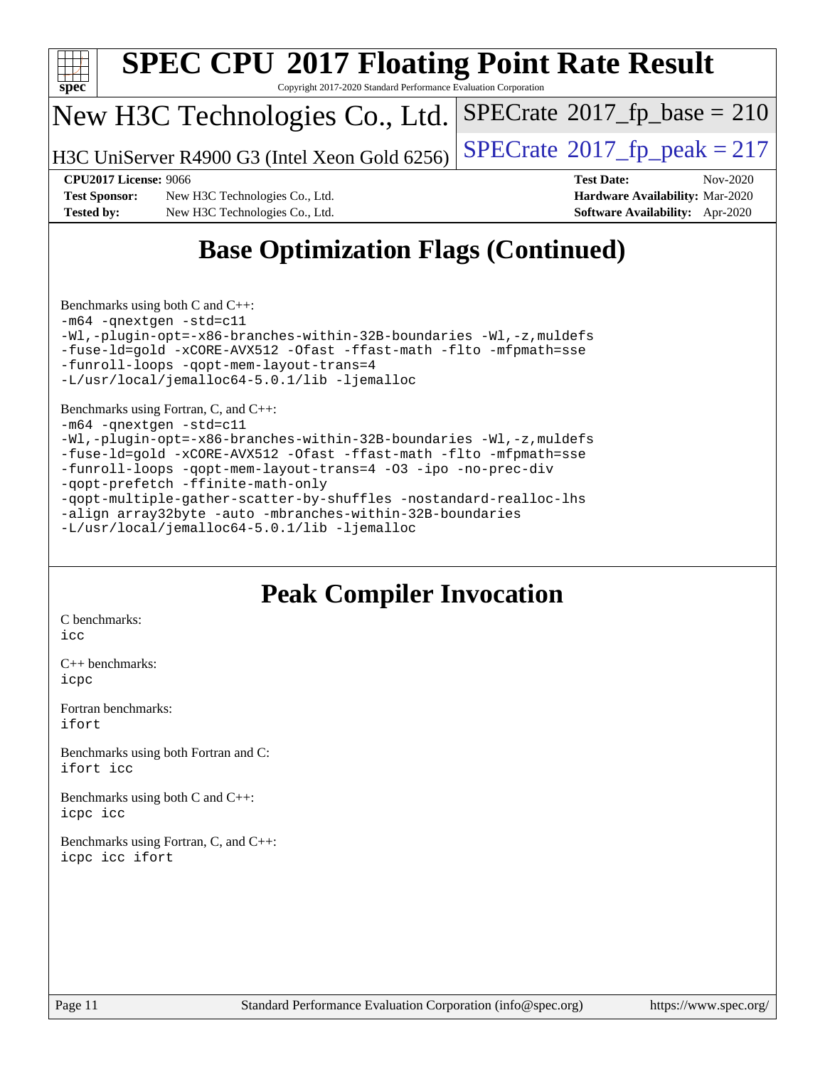# SPEC CPU 2017 Floating Point Rate Result

Copyright 2017-2020 Standard Performance Evaluation Corporation

New H3C Technologies Co., Ltd.

H3C UniServer R4900 G3 (Intel Xeon Gold 6256)

SPECrate 2017_fp_base = 210

SPECrate 2017_fp_peak = 217

**CPU2017 License:** 9066
**Test Sponsor:** New H3C Technologies Co., Ltd.
**Tested by:** New H3C Technologies Co., Ltd.

**Test Date:** Nov-2020
**Hardware Availability:** Mar-2020
**Software Availability:** Apr-2020

## Base Optimization Flags (Continued)

Benchmarks using both C and C++:

```
-m64 -qnextgen -std=c11
-Wl,-plugin-opt=-x86-branches-within-32B-boundaries -Wl,-z,muldefs
-fuse-ld=gold -xCORE-AVX512 -Ofast -ffast-math -flto -mfpmath=sse
-funroll-loops -qopt-mem-layout-trans=4
-L/usr/local/jemalloc64-5.0.1/lib -ljemalloc
```

Benchmarks using Fortran, C, and C++:

```
-m64 -qnextgen -std=c11
-Wl,-plugin-opt=-x86-branches-within-32B-boundaries -Wl,-z,muldefs
-fuse-ld=gold -xCORE-AVX512 -Ofast -ffast-math -flto -mfpmath=sse
-funroll-loops -qopt-mem-layout-trans=4 -O3 -ipo -no-prec-div
-qopt-prefetch -ffinite-math-only
-qopt-multiple-gather-scatter-by-shuffles -nostandard-realloc-lhs
-align array32byte -auto -mbranches-within-32B-boundaries
-L/usr/local/jemalloc64-5.0.1/lib -ljemalloc
```

## Peak Compiler Invocation

C benchmarks:
```
icc
```

C++ benchmarks:
```
icpc
```

Fortran benchmarks:
```
ifort
```

Benchmarks using both Fortran and C:
```
ifort icc
```

Benchmarks using both C and C++:
```
icpc icc
```

Benchmarks using Fortran, C, and C++:
```
icpc icc ifort
```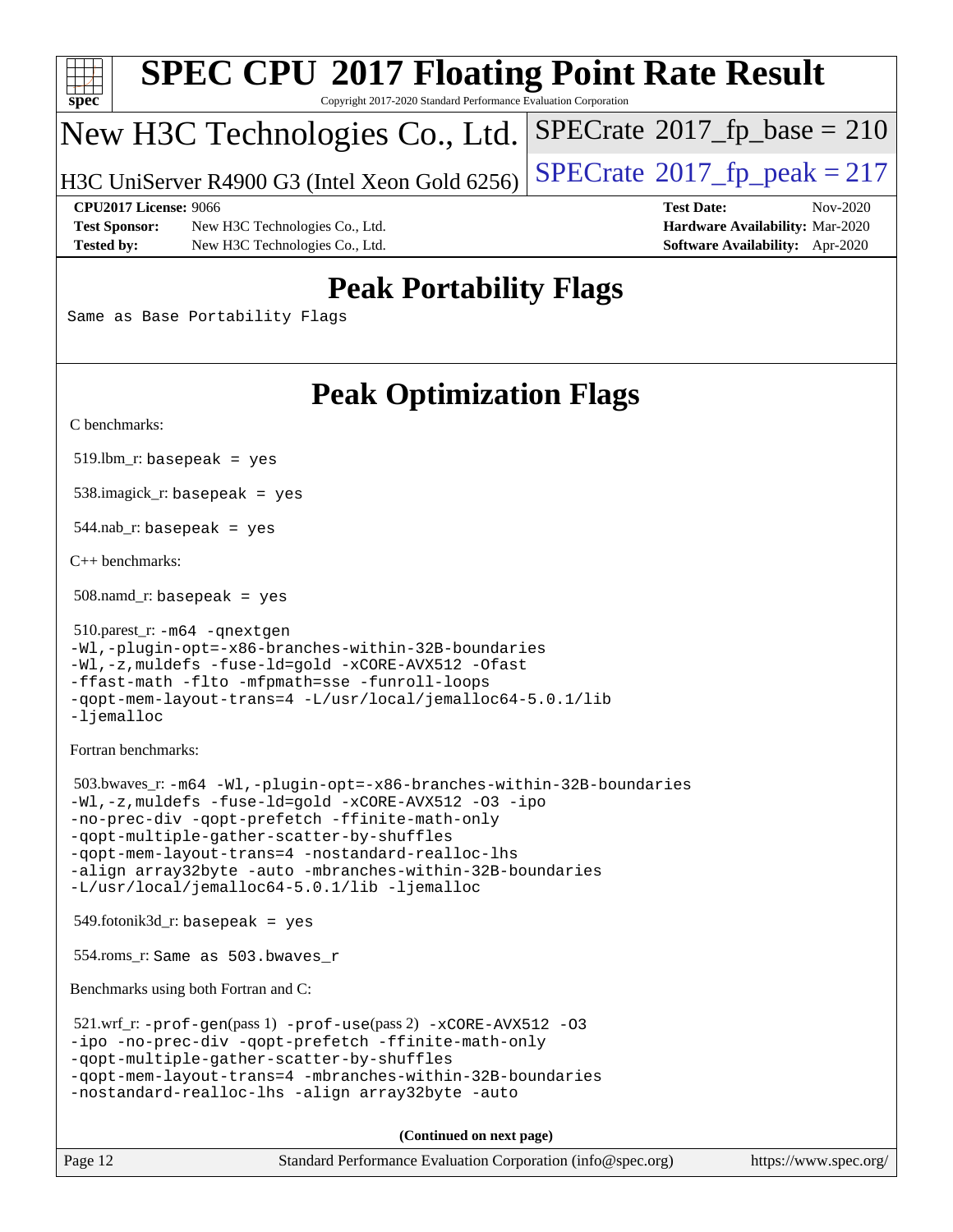# SPEC CPU 2017 Floating Point Rate Result

Copyright 2017-2020 Standard Performance Evaluation Corporation

## New H3C Technologies Co., Ltd.

H3C UniServer R4900 G3 (Intel Xeon Gold 6256)

SPECrate 2017_fp_base = 210

SPECrate 2017_fp_peak = 217

**CPU2017 License:** 9066
**Test Sponsor:** New H3C Technologies Co., Ltd.
**Tested by:** New H3C Technologies Co., Ltd.

**Test Date:** Nov-2020
**Hardware Availability:** Mar-2020
**Software Availability:** Apr-2020

## Peak Portability Flags

Same as Base Portability Flags

## Peak Optimization Flags

C benchmarks:

519.lbm_r: basepeak = yes

538.imagick_r: basepeak = yes

544.nab_r: basepeak = yes

C++ benchmarks:

508.namd_r: basepeak = yes

510.parest_r: -m64 -qnextgen
-Wl,-plugin-opt=-x86-branches-within-32B-boundaries
-Wl,-z,muldefs -fuse-ld=gold -xCORE-AVX512 -Ofast
-ffast-math -flto -mfpmath=sse -funroll-loops
-qopt-mem-layout-trans=4 -L/usr/local/jemalloc64-5.0.1/lib
-ljemalloc

Fortran benchmarks:

503.bwaves_r: -m64 -Wl,-plugin-opt=-x86-branches-within-32B-boundaries
-Wl,-z,muldefs -fuse-ld=gold -xCORE-AVX512 -O3 -ipo
-no-prec-div -qopt-prefetch -ffinite-math-only
-qopt-multiple-gather-scatter-by-shuffles
-qopt-mem-layout-trans=4 -nostandard-realloc-lhs
-align array32byte -auto -mbranches-within-32B-boundaries
-L/usr/local/jemalloc64-5.0.1/lib -ljemalloc

549.fotonik3d_r: basepeak = yes

554.roms_r: Same as 503.bwaves_r

Benchmarks using both Fortran and C:

521.wrf_r: -prof-gen(pass 1) -prof-use(pass 2) -xCORE-AVX512 -O3
-ipo -no-prec-div -qopt-prefetch -ffinite-math-only
-qopt-multiple-gather-scatter-by-shuffles
-qopt-mem-layout-trans=4 -mbranches-within-32B-boundaries
-nostandard-realloc-lhs -align array32byte -auto

**(Continued on next page)**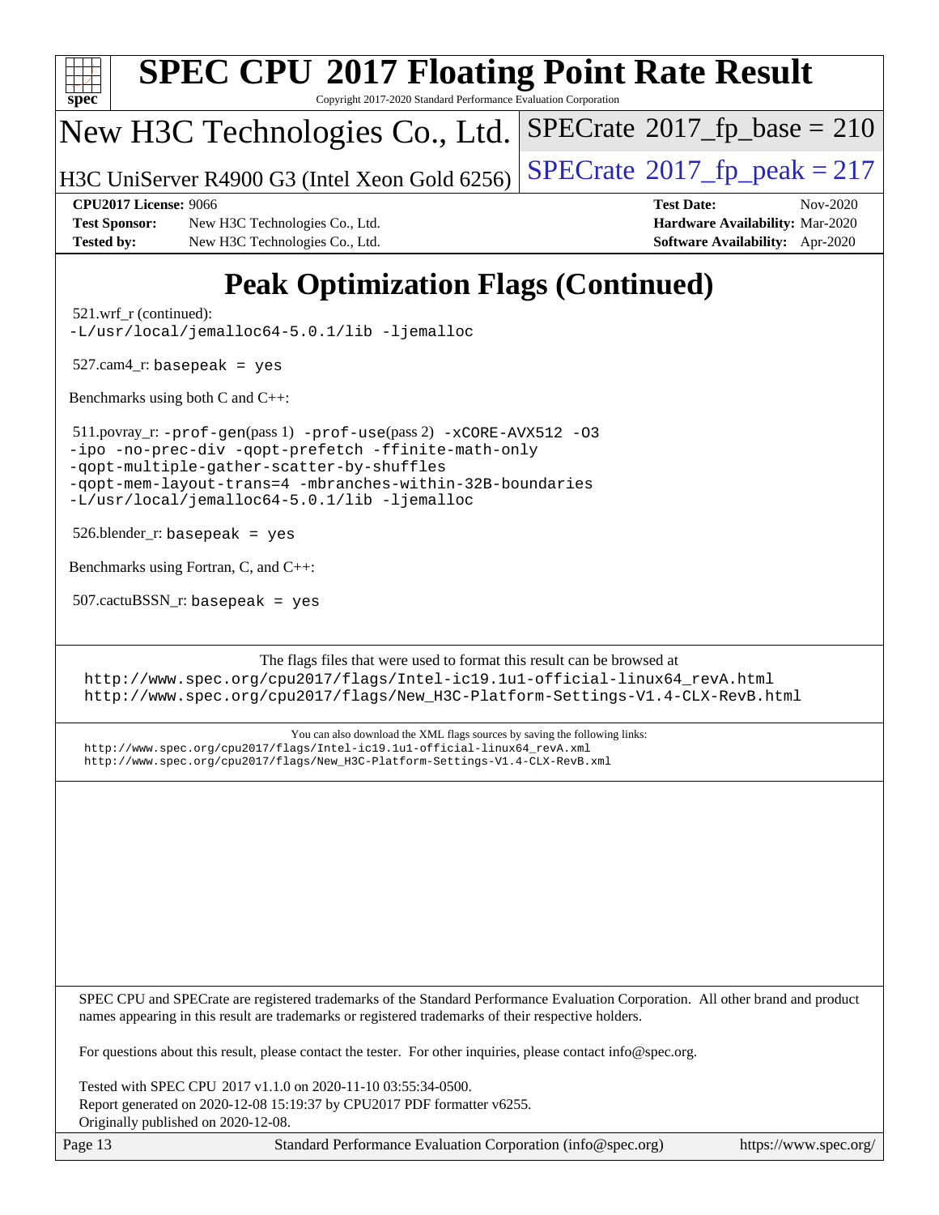# Peak Optimization Flags (Continued)

521.wrf_r (continued):
-L/usr/local/jemalloc64-5.0.1/lib -ljemalloc

527.cam4_r: basepeak = yes

Benchmarks using both C and C++:

511.povray_r: -prof-gen(pass 1) -prof-use(pass 2) -xCORE-AVX512 -O3
-ipo -no-prec-div -qopt-prefetch -ffinite-math-only
-qopt-multiple-gather-scatter-by-shuffles
-qopt-mem-layout-trans=4 -mbranches-within-32B-boundaries
-L/usr/local/jemalloc64-5.0.1/lib -ljemalloc

526.blender_r: basepeak = yes

Benchmarks using Fortran, C, and C++:

507.cactuBSSN_r: basepeak = yes

The flags files that were used to format this result can be browsed at
http://www.spec.org/cpu2017/flags/Intel-ic19.1u1-official-linux64_revA.html
http://www.spec.org/cpu2017/flags/New_H3C-Platform-Settings-V1.4-CLX-RevB.html

You can also download the XML flags sources by saving the following links:
http://www.spec.org/cpu2017/flags/Intel-ic19.1u1-official-linux64_revA.xml
http://www.spec.org/cpu2017/flags/New_H3C-Platform-Settings-V1.4-CLX-RevB.xml

SPEC CPU and SPECrate are registered trademarks of the Standard Performance Evaluation Corporation. All other brand and product names appearing in this result are trademarks or registered trademarks of their respective holders.

For questions about this result, please contact the tester. For other inquiries, please contact info@spec.org.

Tested with SPEC CPU 2017 v1.1.0 on 2020-11-10 03:55:34-0500.
Report generated on 2020-12-08 15:19:37 by CPU2017 PDF formatter v6255.
Originally published on 2020-12-08.